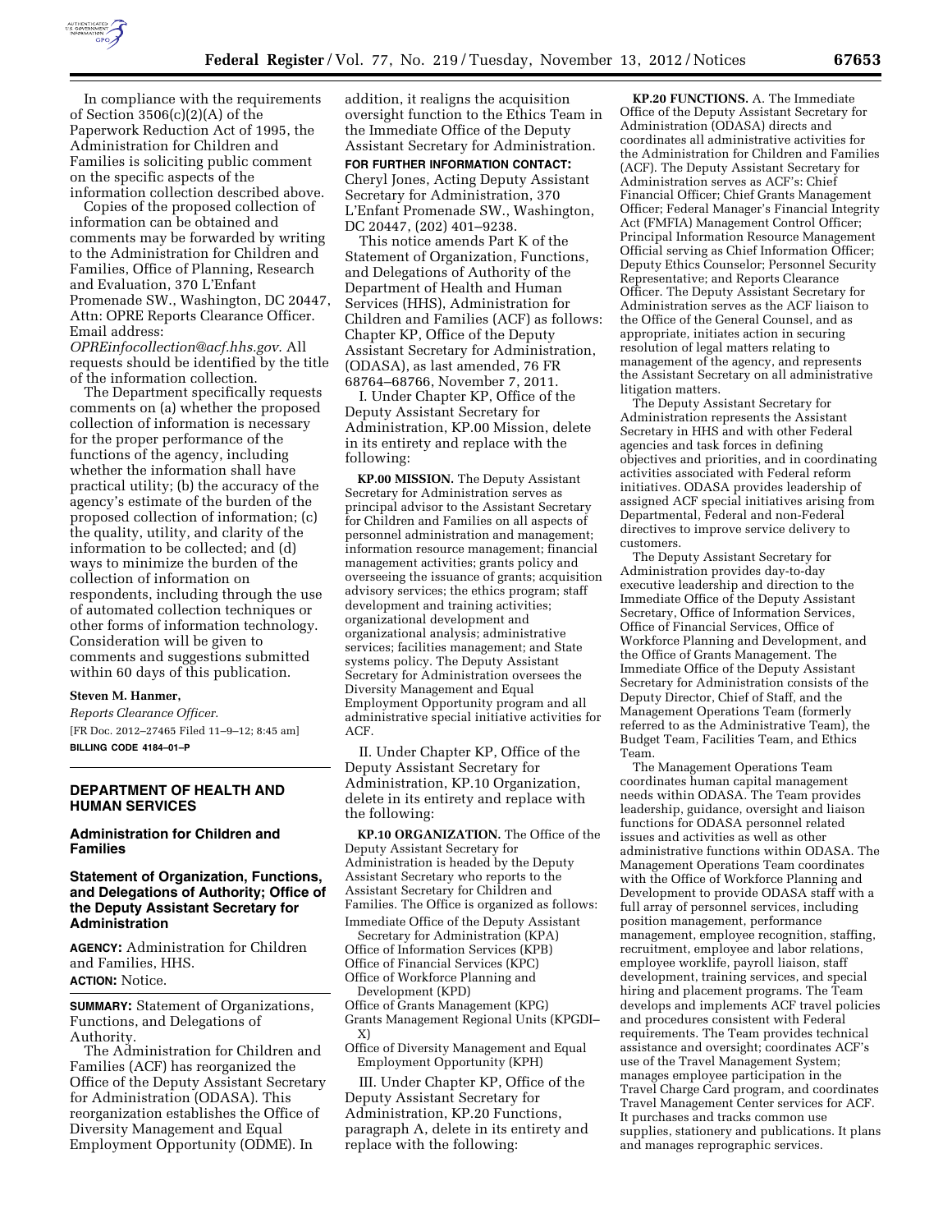In compliance with the requirements of Section 3506(c)(2)(A) of the Paperwork Reduction Act of 1995, the Administration for Children and Families is soliciting public comment on the specific aspects of the information collection described above.

Copies of the proposed collection of information can be obtained and comments may be forwarded by writing to the Administration for Children and Families, Office of Planning, Research and Evaluation, 370 L'Enfant Promenade SW., Washington, DC 20447, Attn: OPRE Reports Clearance Officer. Email address: *OPREinfocollection@acf.hhs.gov*. All requests should be identified by the title of the information collection.

The Department specifically requests comments on (a) whether the proposed collection of information is necessary for the proper performance of the functions of the agency, including whether the information shall have practical utility; (b) the accuracy of the agency's estimate of the burden of the proposed collection of information; (c) the quality, utility, and clarity of the information to be collected; and (d) ways to minimize the burden of the collection of information on respondents, including through the use of automated collection techniques or other forms of information technology. Consideration will be given to comments and suggestions submitted within 60 days of this publication.

**Steven M. Hanmer,**

*Reports Clearance Officer.*

[FR Doc. 2012–27465 Filed 11–9–12; 8:45 am]

**BILLING CODE 4184–01–P**

---

## DEPARTMENT OF HEALTH AND HUMAN SERVICES

### Administration for Children and Families

### Statement of Organization, Functions, and Delegations of Authority; Office of the Deputy Assistant Secretary for Administration

**AGENCY:** Administration for Children and Families, HHS.

**ACTION:** Notice.

**SUMMARY:** Statement of Organizations, Functions, and Delegations of Authority.

The Administration for Children and Families (ACF) has reorganized the Office of the Deputy Assistant Secretary for Administration (ODASA). This reorganization establishes the Office of Diversity Management and Equal Employment Opportunity (ODME). In addition, it realigns the acquisition oversight function to the Ethics Team in the Immediate Office of the Deputy Assistant Secretary for Administration.

**FOR FURTHER INFORMATION CONTACT:** Cheryl Jones, Acting Deputy Assistant Secretary for Administration, 370 L'Enfant Promenade SW., Washington, DC 20447, (202) 401–9238.

This notice amends Part K of the Statement of Organization, Functions, and Delegations of Authority of the Department of Health and Human Services (HHS), Administration for Children and Families (ACF) as follows: Chapter KP, Office of the Deputy Assistant Secretary for Administration, (ODASA), as last amended, 76 FR 68764–68766, November 7, 2011.

I. Under Chapter KP, Office of the Deputy Assistant Secretary for Administration, KP.00 Mission, delete in its entirety and replace with the following:

**KP.00 MISSION.** The Deputy Assistant Secretary for Administration serves as principal advisor to the Assistant Secretary for Children and Families on all aspects of personnel administration and management; information resource management; financial management activities; grants policy and overseeing the issuance of grants; acquisition advisory services; the ethics program; staff development and training activities; organizational development and organizational analysis; administrative services; facilities management; and State systems policy. The Deputy Assistant Secretary for Administration oversees the Diversity Management and Equal Employment Opportunity program and all administrative special initiative activities for ACF.

II. Under Chapter KP, Office of the Deputy Assistant Secretary for Administration, KP.10 Organization, delete in its entirety and replace with the following:

**KP.10 ORGANIZATION.** The Office of the Deputy Assistant Secretary for Administration is headed by the Deputy Assistant Secretary who reports to the Assistant Secretary for Children and Families. The Office is organized as follows:

Immediate Office of the Deputy Assistant Secretary for Administration (KPA)
Office of Information Services (KPB)
Office of Financial Services (KPC)
Office of Workforce Planning and Development (KPD)
Office of Grants Management (KPG)
Grants Management Regional Units (KPGDI–X)
Office of Diversity Management and Equal Employment Opportunity (KPH)

III. Under Chapter KP, Office of the Deputy Assistant Secretary for Administration, KP.20 Functions, paragraph A, delete in its entirety and replace with the following:

**KP.20 FUNCTIONS.** A. The Immediate Office of the Deputy Assistant Secretary for Administration (ODASA) directs and coordinates all administrative activities for the Administration for Children and Families (ACF). The Deputy Assistant Secretary for Administration serves as ACF's: Chief Financial Officer; Chief Grants Management Officer; Federal Manager's Financial Integrity Act (FMFIA) Management Control Officer; Principal Information Resource Management Official serving as Chief Information Officer; Deputy Ethics Counselor; Personnel Security Representative; and Reports Clearance Officer. The Deputy Assistant Secretary for Administration serves as the ACF liaison to the Office of the General Counsel, and as appropriate, initiates action in securing resolution of legal matters relating to management of the agency, and represents the Assistant Secretary on all administrative litigation matters.

The Deputy Assistant Secretary for Administration represents the Assistant Secretary in HHS and with other Federal agencies and task forces in defining objectives and priorities, and in coordinating activities associated with Federal reform initiatives. ODASA provides leadership of assigned ACF special initiatives arising from Departmental, Federal and non-Federal directives to improve service delivery to customers.

The Deputy Assistant Secretary for Administration provides day-to-day executive leadership and direction to the Immediate Office of the Deputy Assistant Secretary, Office of Information Services, Office of Financial Services, Office of Workforce Planning and Development, and the Office of Grants Management. The Immediate Office of the Deputy Assistant Secretary for Administration consists of the Deputy Director, Chief of Staff, and the Management Operations Team (formerly referred to as the Administrative Team), the Budget Team, Facilities Team, and Ethics Team.

The Management Operations Team coordinates human capital management needs within ODASA. The Team provides leadership, guidance, oversight and liaison functions for ODASA personnel related issues and activities as well as other administrative functions within ODASA. The Management Operations Team coordinates with the Office of Workforce Planning and Development to provide ODASA staff with a full array of personnel services, including position management, performance management, employee recognition, staffing, recruitment, employee and labor relations, employee worklife, payroll liaison, staff development, training services, and special hiring and placement programs. The Team develops and implements ACF travel policies and procedures consistent with Federal requirements. The Team provides technical assistance and oversight; coordinates ACF's use of the Travel Management System; manages employee participation in the Travel Charge Card program, and coordinates Travel Management Center services for ACF. It purchases and tracks common use supplies, stationery and publications. It plans and manages reprographic services.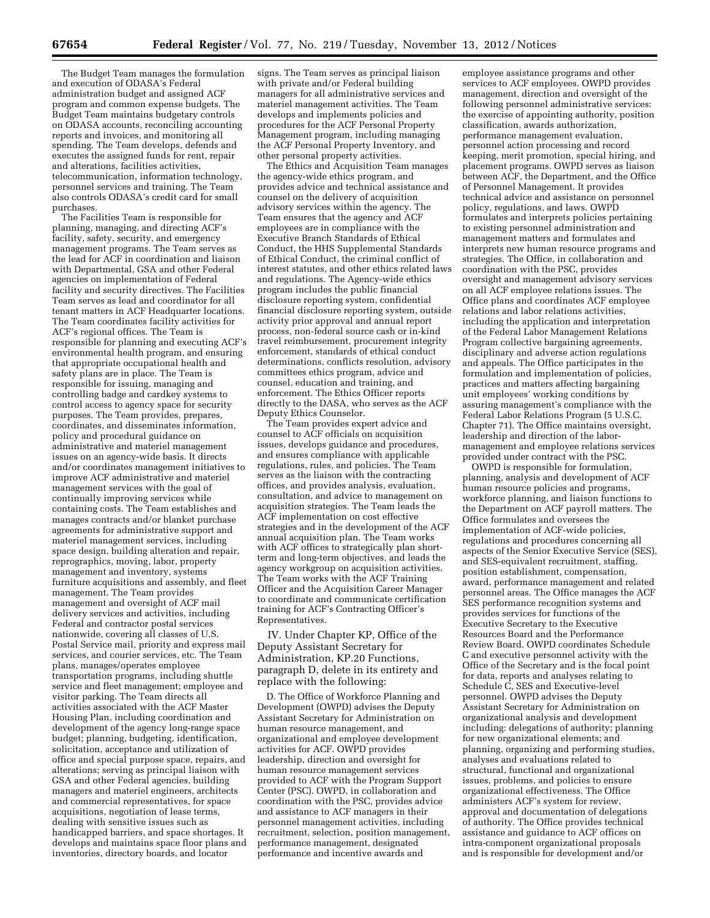The Budget Team manages the formulation and execution of ODASA's Federal administration budget and assigned ACF program and common expense budgets. The Budget Team maintains budgetary controls on ODASA accounts, reconciling accounting reports and invoices, and monitoring all spending. The Team develops, defends and executes the assigned funds for rent, repair and alterations, facilities activities, telecommunication, information technology, personnel services and training. The Team also controls ODASA's credit card for small purchases.

The Facilities Team is responsible for planning, managing, and directing ACF's facility, safety, security, and emergency management programs. The Team serves as the lead for ACF in coordination and liaison with Departmental, GSA and other Federal agencies on implementation of Federal facility and security directives. The Facilities Team serves as lead and coordinator for all tenant matters in ACF Headquarter locations. The Team coordinates facility activities for ACF's regional offices. The Team is responsible for planning and executing ACF's environmental health program, and ensuring that appropriate occupational health and safety plans are in place. The Team is responsible for issuing, managing and controlling badge and cardkey systems to control access to agency space for security purposes. The Team provides, prepares, coordinates, and disseminates information, policy and procedural guidance on administrative and materiel management issues on an agency-wide basis. It directs and/or coordinates management initiatives to improve ACF administrative and materiel management services with the goal of continually improving services while containing costs. The Team establishes and manages contracts and/or blanket purchase agreements for administrative support and materiel management services, including space design, building alteration and repair, reprographics, moving, labor, property management and inventory, systems furniture acquisitions and assembly, and fleet management. The Team provides management and oversight of ACF mail delivery services and activities, including Federal and contractor postal services nationwide, covering all classes of U.S. Postal Service mail, priority and express mail services, and courier services, etc. The Team plans, manages/operates employee transportation programs, including shuttle service and fleet management; employee and visitor parking. The Team directs all activities associated with the ACF Master Housing Plan, including coordination and development of the agency long-range space budget; planning, budgeting, identification, solicitation, acceptance and utilization of office and special purpose space, repairs, and alterations; serving as principal liaison with GSA and other Federal agencies, building managers and materiel engineers, architects and commercial representatives, for space acquisitions, negotiation of lease terms, dealing with sensitive issues such as handicapped barriers, and space shortages. It develops and maintains space floor plans and inventories, directory boards, and locator signs. The Team serves as principal liaison with private and/or Federal building managers for all administrative services and materiel management activities. The Team develops and implements policies and procedures for the ACF Personal Property Management program, including managing the ACF Personal Property Inventory, and other personal property activities.

The Ethics and Acquisition Team manages the agency-wide ethics program, and provides advice and technical assistance and counsel on the delivery of acquisition advisory services within the agency. The Team ensures that the agency and ACF employees are in compliance with the Executive Branch Standards of Ethical Conduct, the HHS Supplemental Standards of Ethical Conduct, the criminal conflict of interest statutes, and other ethics related laws and regulations. The Agency-wide ethics program includes the public financial disclosure reporting system, confidential financial disclosure reporting system, outside activity prior approval and annual report process, non-federal source cash or in-kind travel reimbursement, procurement integrity enforcement, standards of ethical conduct determinations, conflicts resolution, advisory committees ethics program, advice and counsel, education and training, and enforcement. The Ethics Officer reports directly to the DASA, who serves as the ACF Deputy Ethics Counselor.

The Team provides expert advice and counsel to ACF officials on acquisition issues, develops guidance and procedures, and ensures compliance with applicable regulations, rules, and policies. The Team serves as the liaison with the contracting offices, and provides analysis, evaluation, consultation, and advice to management on acquisition strategies. The Team leads the ACF implementation on cost effective strategies and in the development of the ACF annual acquisition plan. The Team works with ACF offices to strategically plan short-term and long-term objectives, and leads the agency workgroup on acquisition activities. The Team works with the ACF Training Officer and the Acquisition Career Manager to coordinate and communicate certification training for ACF's Contracting Officer's Representatives.

IV. Under Chapter KP, Office of the Deputy Assistant Secretary for Administration, KP.20 Functions, paragraph D, delete in its entirety and replace with the following:

D. The Office of Workforce Planning and Development (OWPD) advises the Deputy Assistant Secretary for Administration on human resource management, and organizational and employee development activities for ACF. OWPD provides leadership, direction and oversight for human resource management services provided to ACF with the Program Support Center (PSC). OWPD, in collaboration and coordination with the PSC, provides advice and assistance to ACF managers in their personnel management activities, including recruitment, selection, position management, performance management, designated performance and incentive awards and employee assistance programs and other services to ACF employees. OWPD provides management, direction and oversight of the following personnel administrative services: the exercise of appointing authority, position classification, awards authorization, performance management evaluation, personnel action processing and record keeping, merit promotion, special hiring, and placement programs. OWPD serves as liaison between ACF, the Department, and the Office of Personnel Management. It provides technical advice and assistance on personnel policy, regulations, and laws. OWPD formulates and interprets policies pertaining to existing personnel administration and management matters and formulates and interprets new human resource programs and strategies. The Office, in collaboration and coordination with the PSC, provides oversight and management advisory services on all ACF employee relations issues. The Office plans and coordinates ACF employee relations and labor relations activities, including the application and interpretation of the Federal Labor Management Relations Program collective bargaining agreements, disciplinary and adverse action regulations and appeals. The Office participates in the formulation and implementation of policies, practices and matters affecting bargaining unit employees' working conditions by assuring management's compliance with the Federal Labor Relations Program (5 U.S.C. Chapter 71). The Office maintains oversight, leadership and direction of the labor-management and employee relations services provided under contract with the PSC.

OWPD is responsible for formulation, planning, analysis and development of ACF human resource policies and programs, workforce planning, and liaison functions to the Department on ACF payroll matters. The Office formulates and oversees the implementation of ACF-wide policies, regulations and procedures concerning all aspects of the Senior Executive Service (SES), and SES-equivalent recruitment, staffing, position establishment, compensation, award, performance management and related personnel areas. The Office manages the ACF SES performance recognition systems and provides services for functions of the Executive Secretary to the Executive Resources Board and the Performance Review Board. OWPD coordinates Schedule C and executive personnel activity with the Office of the Secretary and is the focal point for data, reports and analyses relating to Schedule C, SES and Executive-level personnel. OWPD advises the Deputy Assistant Secretary for Administration on organizational analysis and development including: delegations of authority; planning for new organizational elements; and planning, organizing and performing studies, analyses and evaluations related to structural, functional and organizational issues, problems, and policies to ensure organizational effectiveness. The Office administers ACF's system for review, approval and documentation of delegations of authority. The Office provides technical assistance and guidance to ACF offices on intra-component organizational proposals and is responsible for development and/or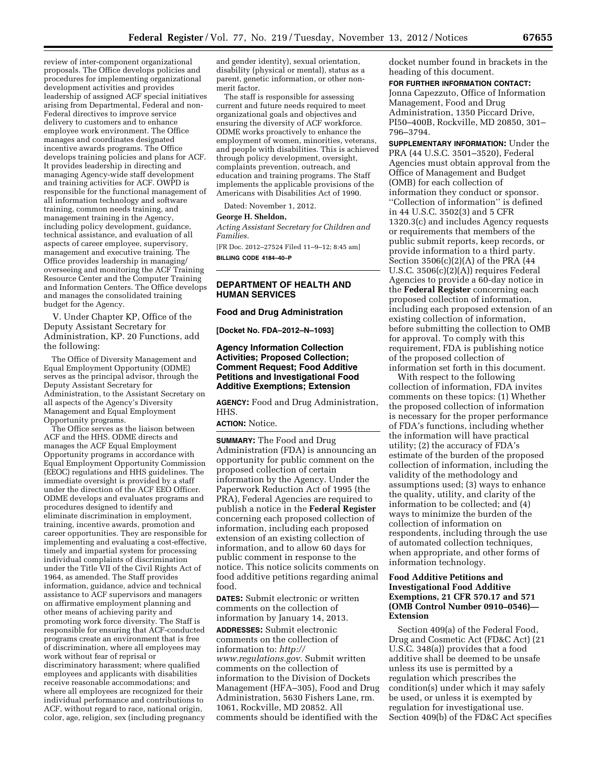review of inter-component organizational proposals. The Office develops policies and procedures for implementing organizational development activities and provides leadership of assigned ACF special initiatives arising from Departmental, Federal and non-Federal directives to improve service delivery to customers and to enhance employee work environment. The Office manages and coordinates designated incentive awards programs. The Office develops training policies and plans for ACF. It provides leadership in directing and managing Agency-wide staff development and training activities for ACF. OWPD is responsible for the functional management of all information technology and software training, common needs training, and management training in the Agency, including policy development, guidance, technical assistance, and evaluation of all aspects of career employee, supervisory, management and executive training. The Office provides leadership in managing/overseeing and monitoring the ACF Training Resource Center and the Computer Training and Information Centers. The Office develops and manages the consolidated training budget for the Agency.

V. Under Chapter KP, Office of the Deputy Assistant Secretary for Administration, KP. 20 Functions, add the following:

The Office of Diversity Management and Equal Employment Opportunity (ODME) serves as the principal advisor, through the Deputy Assistant Secretary for Administration, to the Assistant Secretary on all aspects of the Agency's Diversity Management and Equal Employment Opportunity programs.

The Office serves as the liaison between ACF and the HHS. ODME directs and manages the ACF Equal Employment Opportunity programs in accordance with Equal Employment Opportunity Commission (EEOC) regulations and HHS guidelines. The immediate oversight is provided by a staff under the direction of the ACF EEO Officer. ODME develops and evaluates programs and procedures designed to identify and eliminate discrimination in employment, training, incentive awards, promotion and career opportunities. They are responsible for implementing and evaluating a cost-effective, timely and impartial system for processing individual complaints of discrimination under the Title VII of the Civil Rights Act of 1964, as amended. The Staff provides information, guidance, advice and technical assistance to ACF supervisors and managers on affirmative employment planning and other means of achieving parity and promoting work force diversity. The Staff is responsible for ensuring that ACF-conducted programs create an environment that is free of discrimination, where all employees may work without fear of reprisal or discriminatory harassment; where qualified employees and applicants with disabilities receive reasonable accommodations; and where all employees are recognized for their individual performance and contributions to ACF, without regard to race, national origin, color, age, religion, sex (including pregnancy and gender identity), sexual orientation, disability (physical or mental), status as a parent, genetic information, or other non-merit factor.

The staff is responsible for assessing current and future needs required to meet organizational goals and objectives and ensuring the diversity of ACF workforce. ODME works proactively to enhance the employment of women, minorities, veterans, and people with disabilities. This is achieved through policy development, oversight, complaints prevention, outreach, and education and training programs. The Staff implements the applicable provisions of the Americans with Disabilities Act of 1990.

Dated: November 1, 2012.

**George H. Sheldon,**

*Acting Assistant Secretary for Children and Families.*

[FR Doc. 2012–27524 Filed 11–9–12; 8:45 am]

**BILLING CODE 4184–40–P**

## DEPARTMENT OF HEALTH AND HUMAN SERVICES

### Food and Drug Administration

**[Docket No. FDA–2012–N–1093]**

### Agency Information Collection Activities; Proposed Collection; Comment Request; Food Additive Petitions and Investigational Food Additive Exemptions; Extension

**AGENCY:** Food and Drug Administration, HHS.

**ACTION:** Notice.

**SUMMARY:** The Food and Drug Administration (FDA) is announcing an opportunity for public comment on the proposed collection of certain information by the Agency. Under the Paperwork Reduction Act of 1995 (the PRA), Federal Agencies are required to publish a notice in the **Federal Register** concerning each proposed collection of information, including each proposed extension of an existing collection of information, and to allow 60 days for public comment in response to the notice. This notice solicits comments on food additive petitions regarding animal food.

**DATES:** Submit electronic or written comments on the collection of information by January 14, 2013.

**ADDRESSES:** Submit electronic comments on the collection of information to: *http://www.regulations.gov*. Submit written comments on the collection of information to the Division of Dockets Management (HFA–305), Food and Drug Administration, 5630 Fishers Lane, rm. 1061, Rockville, MD 20852. All comments should be identified with the docket number found in brackets in the heading of this document.

**FOR FURTHER INFORMATION CONTACT:** Jonna Capezzuto, Office of Information Management, Food and Drug Administration, 1350 Piccard Drive, PI50–400B, Rockville, MD 20850, 301–796–3794.

**SUPPLEMENTARY INFORMATION:** Under the PRA (44 U.S.C. 3501–3520), Federal Agencies must obtain approval from the Office of Management and Budget (OMB) for each collection of information they conduct or sponsor. ''Collection of information'' is defined in 44 U.S.C. 3502(3) and 5 CFR 1320.3(c) and includes Agency requests or requirements that members of the public submit reports, keep records, or provide information to a third party. Section 3506(c)(2)(A) of the PRA (44 U.S.C. 3506(c)(2)(A)) requires Federal Agencies to provide a 60-day notice in the **Federal Register** concerning each proposed collection of information, including each proposed extension of an existing collection of information, before submitting the collection to OMB for approval. To comply with this requirement, FDA is publishing notice of the proposed collection of information set forth in this document.

With respect to the following collection of information, FDA invites comments on these topics: (1) Whether the proposed collection of information is necessary for the proper performance of FDA's functions, including whether the information will have practical utility; (2) the accuracy of FDA's estimate of the burden of the proposed collection of information, including the validity of the methodology and assumptions used; (3) ways to enhance the quality, utility, and clarity of the information to be collected; and (4) ways to minimize the burden of the collection of information on respondents, including through the use of automated collection techniques, when appropriate, and other forms of information technology.

#### Food Additive Petitions and Investigational Food Additive Exemptions, 21 CFR 570.17 and 571 (OMB Control Number 0910–0546)—Extension

Section 409(a) of the Federal Food, Drug and Cosmetic Act (FD&C Act) (21 U.S.C. 348(a)) provides that a food additive shall be deemed to be unsafe unless its use is permitted by a regulation which prescribes the condition(s) under which it may safely be used, or unless it is exempted by regulation for investigational use. Section 409(b) of the FD&C Act specifies